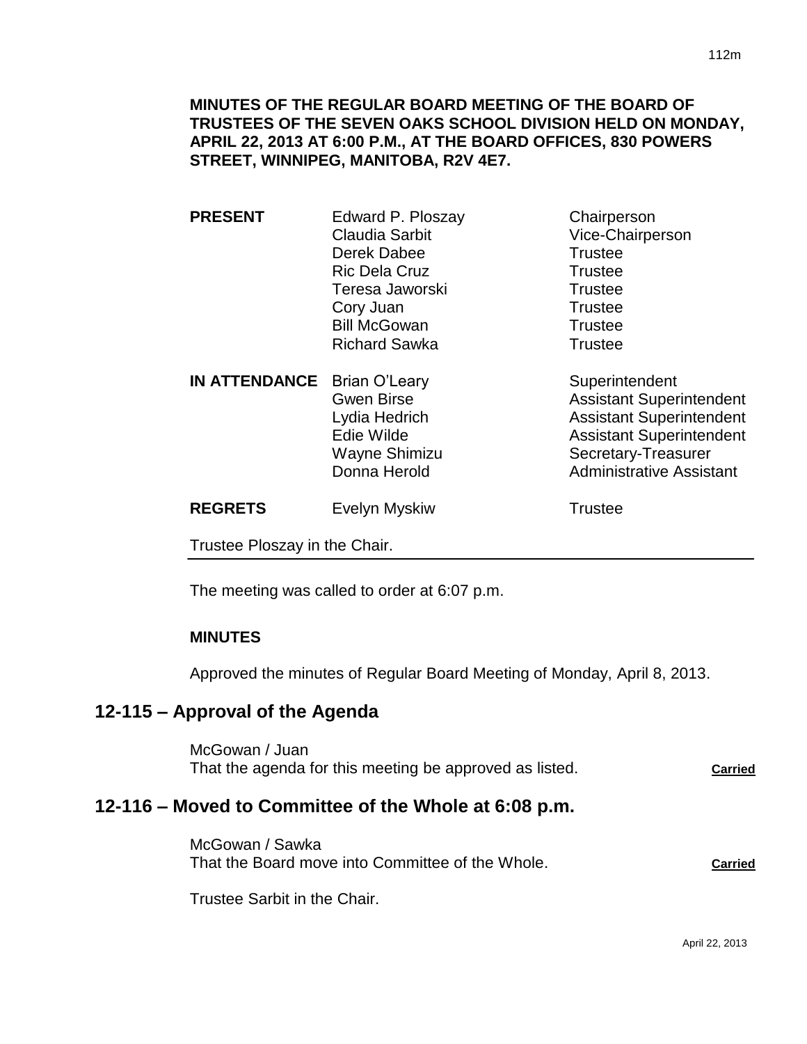**MINUTES OF THE REGULAR BOARD MEETING OF THE BOARD OF TRUSTEES OF THE SEVEN OAKS SCHOOL DIVISION HELD ON MONDAY, APRIL 22, 2013 AT 6:00 P.M., AT THE BOARD OFFICES, 830 POWERS STREET, WINNIPEG, MANITOBA, R2V 4E7.**

| | | |
|---|---|---|
| **PRESENT** | Edward P. Ploszay | Chairperson |
| | Claudia Sarbit | Vice-Chairperson |
| | Derek Dabee | Trustee |
| | Ric Dela Cruz | Trustee |
| | Teresa Jaworski | Trustee |
| | Cory Juan | Trustee |
| | Bill McGowan | Trustee |
| | Richard Sawka | Trustee |
| **IN ATTENDANCE** | Brian O'Leary | Superintendent |
| | Gwen Birse | Assistant Superintendent |
| | Lydia Hedrich | Assistant Superintendent |
| | Edie Wilde | Assistant Superintendent |
| | Wayne Shimizu | Secretary-Treasurer |
| | Donna Herold | Administrative Assistant |
| **REGRETS** | Evelyn Myskiw | Trustee |

Trustee Ploszay in the Chair.

---

The meeting was called to order at 6:07 p.m.

**MINUTES**

Approved the minutes of Regular Board Meeting of Monday, April 8, 2013.

## 12-115 – Approval of the Agenda

McGowan / Juan
That the agenda for this meeting be approved as listed. **Carried**

## 12-116 – Moved to Committee of the Whole at 6:08 p.m.

McGowan / Sawka
That the Board move into Committee of the Whole. **Carried**

Trustee Sarbit in the Chair.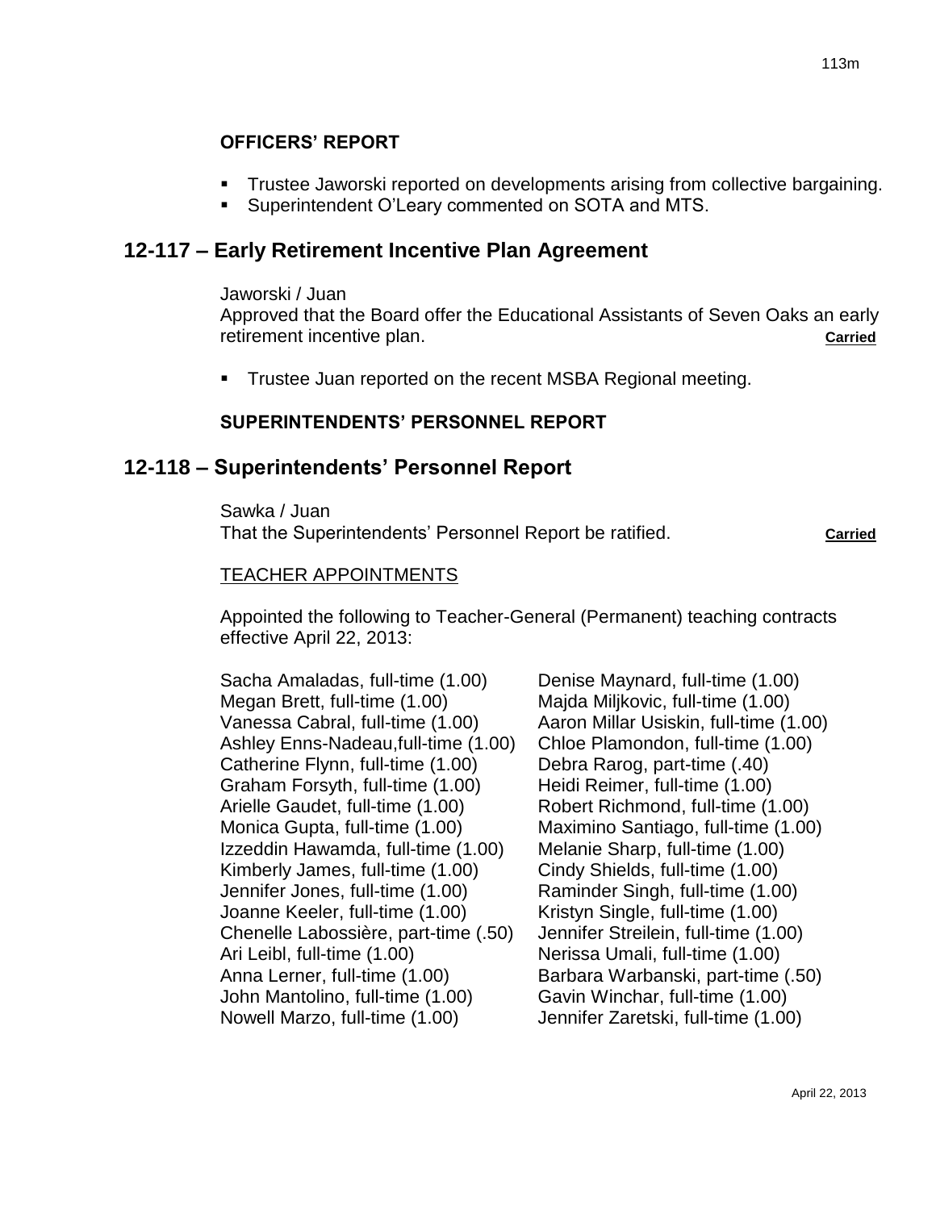**OFFICERS' REPORT**

- Trustee Jaworski reported on developments arising from collective bargaining.
- Superintendent O'Leary commented on SOTA and MTS.

## 12-117 – Early Retirement Incentive Plan Agreement

Jaworski / Juan
Approved that the Board offer the Educational Assistants of Seven Oaks an early retirement incentive plan. **Carried**

- Trustee Juan reported on the recent MSBA Regional meeting.

**SUPERINTENDENTS' PERSONNEL REPORT**

## 12-118 – Superintendents' Personnel Report

Sawka / Juan
That the Superintendents' Personnel Report be ratified. **Carried**

TEACHER APPOINTMENTS

Appointed the following to Teacher-General (Permanent) teaching contracts effective April 22, 2013:

Sacha Amaladas, full-time (1.00)
Megan Brett, full-time (1.00)
Vanessa Cabral, full-time (1.00)
Ashley Enns-Nadeau,full-time (1.00)
Catherine Flynn, full-time (1.00)
Graham Forsyth, full-time (1.00)
Arielle Gaudet, full-time (1.00)
Monica Gupta, full-time (1.00)
Izzeddin Hawamda, full-time (1.00)
Kimberly James, full-time (1.00)
Jennifer Jones, full-time (1.00)
Joanne Keeler, full-time (1.00)
Chenelle Labossière, part-time (.50)
Ari Leibl, full-time (1.00)
Anna Lerner, full-time (1.00)
John Mantolino, full-time (1.00)
Nowell Marzo, full-time (1.00)
Denise Maynard, full-time (1.00)
Majda Miljkovic, full-time (1.00)
Aaron Millar Usiskin, full-time (1.00)
Chloe Plamondon, full-time (1.00)
Debra Rarog, part-time (.40)
Heidi Reimer, full-time (1.00)
Robert Richmond, full-time (1.00)
Maximino Santiago, full-time (1.00)
Melanie Sharp, full-time (1.00)
Cindy Shields, full-time (1.00)
Raminder Singh, full-time (1.00)
Kristyn Single, full-time (1.00)
Jennifer Streilein, full-time (1.00)
Nerissa Umali, full-time (1.00)
Barbara Warbanski, part-time (.50)
Gavin Winchar, full-time (1.00)
Jennifer Zaretski, full-time (1.00)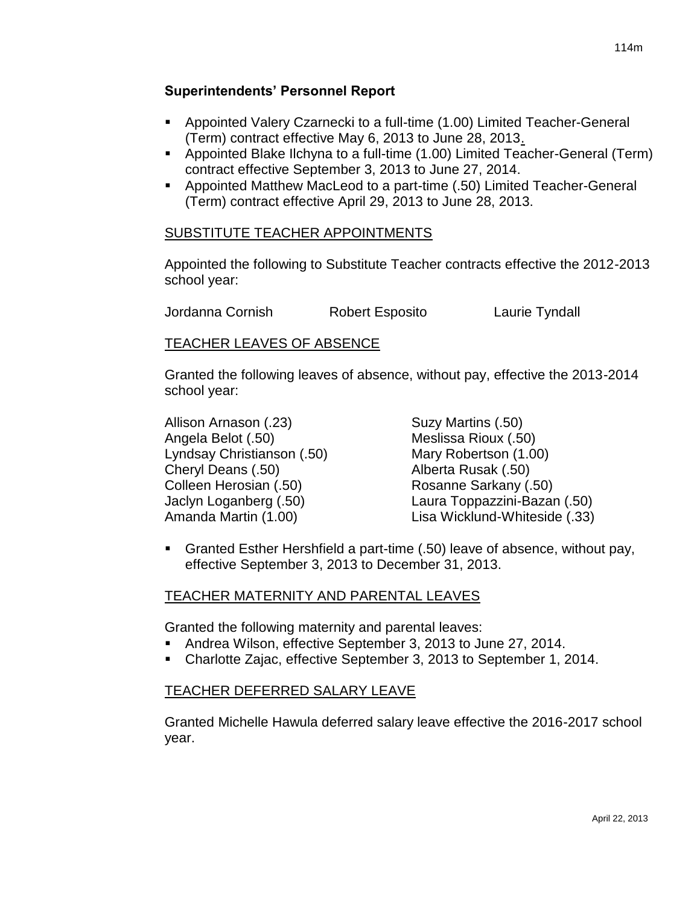**Superintendents' Personnel Report**

- Appointed Valery Czarnecki to a full-time (1.00) Limited Teacher-General (Term) contract effective May 6, 2013 to June 28, 2013.
- Appointed Blake Ilchyna to a full-time (1.00) Limited Teacher-General (Term) contract effective September 3, 2013 to June 27, 2014.
- Appointed Matthew MacLeod to a part-time (.50) Limited Teacher-General (Term) contract effective April 29, 2013 to June 28, 2013.

SUBSTITUTE TEACHER APPOINTMENTS

Appointed the following to Substitute Teacher contracts effective the 2012-2013 school year:

Jordanna Cornish  
Robert Esposito  
Laurie Tyndall

TEACHER LEAVES OF ABSENCE

Granted the following leaves of absence, without pay, effective the 2013-2014 school year:

Allison Arnason (.23)  
Angela Belot (.50)  
Lyndsay Christianson (.50)  
Cheryl Deans (.50)  
Colleen Herosian (.50)  
Jaclyn Loganberg (.50)  
Amanda Martin (1.00)  
Suzy Martins (.50)  
Meslissa Rioux (.50)  
Mary Robertson (1.00)  
Alberta Rusak (.50)  
Rosanne Sarkany (.50)  
Laura Toppazzini-Bazan (.50)  
Lisa Wicklund-Whiteside (.33)

- Granted Esther Hershfield a part-time (.50) leave of absence, without pay, effective September 3, 2013 to December 31, 2013.

TEACHER MATERNITY AND PARENTAL LEAVES

Granted the following maternity and parental leaves:

- Andrea Wilson, effective September 3, 2013 to June 27, 2014.
- Charlotte Zajac, effective September 3, 2013 to September 1, 2014.

TEACHER DEFERRED SALARY LEAVE

Granted Michelle Hawula deferred salary leave effective the 2016-2017 school year.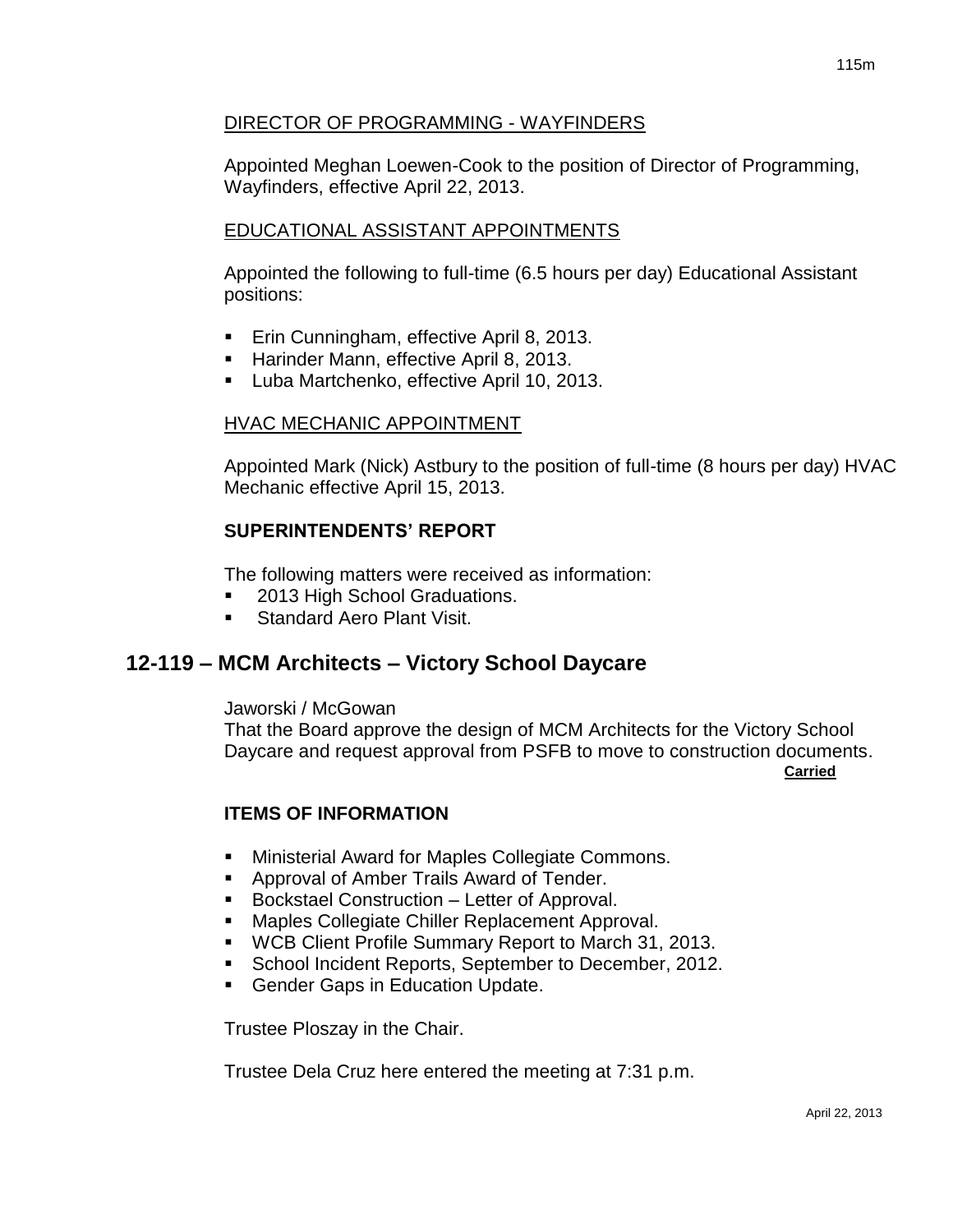DIRECTOR OF PROGRAMMING - WAYFINDERS

Appointed Meghan Loewen-Cook to the position of Director of Programming, Wayfinders, effective April 22, 2013.

EDUCATIONAL ASSISTANT APPOINTMENTS

Appointed the following to full-time (6.5 hours per day) Educational Assistant positions:

- Erin Cunningham, effective April 8, 2013.
- Harinder Mann, effective April 8, 2013.
- Luba Martchenko, effective April 10, 2013.

HVAC MECHANIC APPOINTMENT

Appointed Mark (Nick) Astbury to the position of full-time (8 hours per day) HVAC Mechanic effective April 15, 2013.

**SUPERINTENDENTS' REPORT**

The following matters were received as information:

- 2013 High School Graduations.
- Standard Aero Plant Visit.

## 12-119 – MCM Architects – Victory School Daycare

Jaworski / McGowan
That the Board approve the design of MCM Architects for the Victory School Daycare and request approval from PSFB to move to construction documents.

**Carried**

**ITEMS OF INFORMATION**

- Ministerial Award for Maples Collegiate Commons.
- Approval of Amber Trails Award of Tender.
- Bockstael Construction – Letter of Approval.
- Maples Collegiate Chiller Replacement Approval.
- WCB Client Profile Summary Report to March 31, 2013.
- School Incident Reports, September to December, 2012.
- Gender Gaps in Education Update.

Trustee Ploszay in the Chair.

Trustee Dela Cruz here entered the meeting at 7:31 p.m.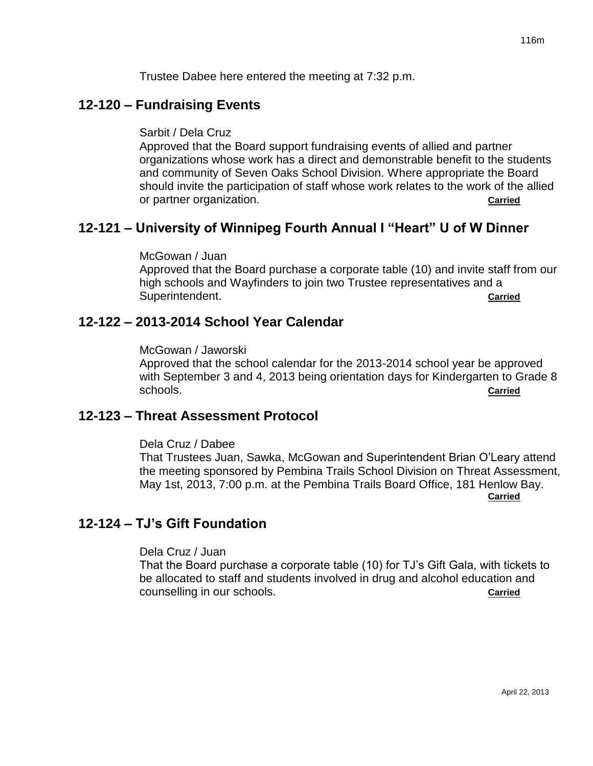Trustee Dabee here entered the meeting at 7:32 p.m.

## 12-120 – Fundraising Events

Sarbit / Dela Cruz

Approved that the Board support fundraising events of allied and partner organizations whose work has a direct and demonstrable benefit to the students and community of Seven Oaks School Division. Where appropriate the Board should invite the participation of staff whose work relates to the work of the allied or partner organization. **Carried**

## 12-121 – University of Winnipeg Fourth Annual I "Heart" U of W Dinner

McGowan / Juan

Approved that the Board purchase a corporate table (10) and invite staff from our high schools and Wayfinders to join two Trustee representatives and a Superintendent. **Carried**

## 12-122 – 2013-2014 School Year Calendar

McGowan / Jaworski

Approved that the school calendar for the 2013-2014 school year be approved with September 3 and 4, 2013 being orientation days for Kindergarten to Grade 8 schools. **Carried**

## 12-123 – Threat Assessment Protocol

Dela Cruz / Dabee

That Trustees Juan, Sawka, McGowan and Superintendent Brian O'Leary attend the meeting sponsored by Pembina Trails School Division on Threat Assessment, May 1st, 2013, 7:00 p.m. at the Pembina Trails Board Office, 181 Henlow Bay. **Carried**

## 12-124 – TJ's Gift Foundation

Dela Cruz / Juan

That the Board purchase a corporate table (10) for TJ's Gift Gala, with tickets to be allocated to staff and students involved in drug and alcohol education and counselling in our schools. **Carried**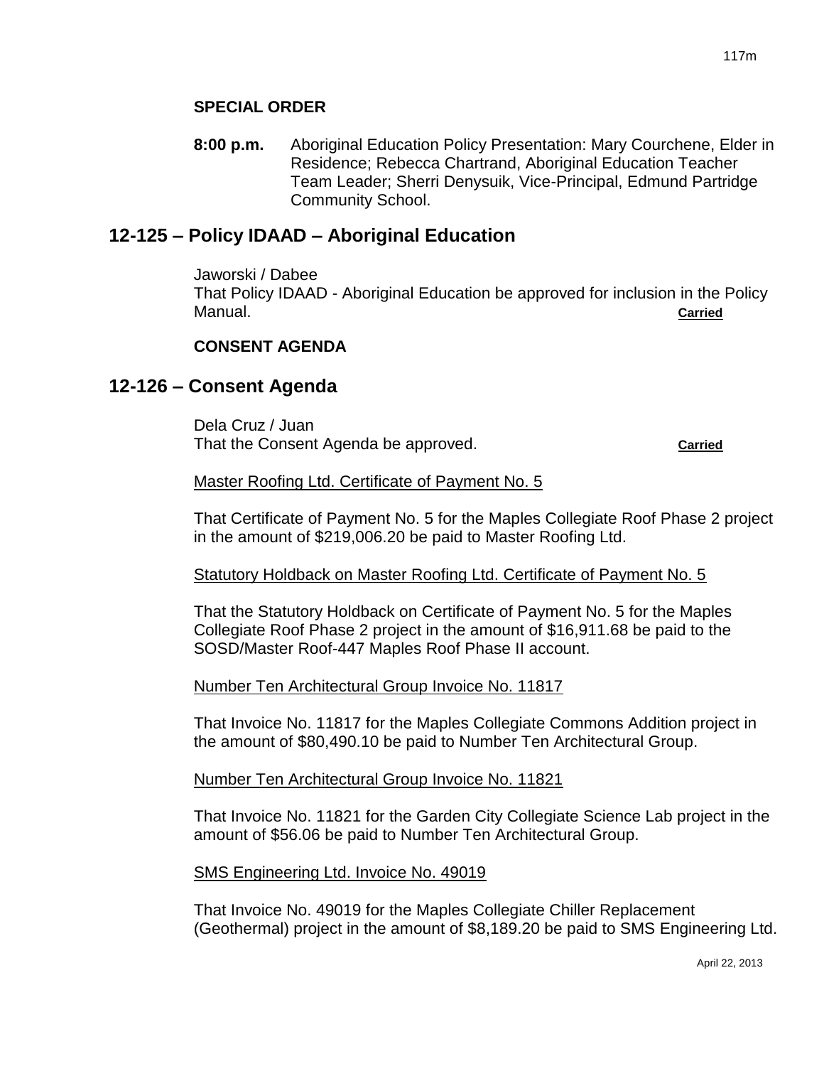**SPECIAL ORDER**

**8:00 p.m.** Aboriginal Education Policy Presentation: Mary Courchene, Elder in Residence; Rebecca Chartrand, Aboriginal Education Teacher Team Leader; Sherri Denysuik, Vice-Principal, Edmund Partridge Community School.

## 12-125 – Policy IDAAD – Aboriginal Education

Jaworski / Dabee
That Policy IDAAD - Aboriginal Education be approved for inclusion in the Policy Manual. **Carried**

**CONSENT AGENDA**

## 12-126 – Consent Agenda

Dela Cruz / Juan
That the Consent Agenda be approved. **Carried**

Master Roofing Ltd. Certificate of Payment No. 5

That Certificate of Payment No. 5 for the Maples Collegiate Roof Phase 2 project in the amount of $219,006.20 be paid to Master Roofing Ltd.

Statutory Holdback on Master Roofing Ltd. Certificate of Payment No. 5

That the Statutory Holdback on Certificate of Payment No. 5 for the Maples Collegiate Roof Phase 2 project in the amount of $16,911.68 be paid to the SOSD/Master Roof-447 Maples Roof Phase II account.

Number Ten Architectural Group Invoice No. 11817

That Invoice No. 11817 for the Maples Collegiate Commons Addition project in the amount of $80,490.10 be paid to Number Ten Architectural Group.

Number Ten Architectural Group Invoice No. 11821

That Invoice No. 11821 for the Garden City Collegiate Science Lab project in the amount of $56.06 be paid to Number Ten Architectural Group.

SMS Engineering Ltd. Invoice No. 49019

That Invoice No. 49019 for the Maples Collegiate Chiller Replacement (Geothermal) project in the amount of $8,189.20 be paid to SMS Engineering Ltd.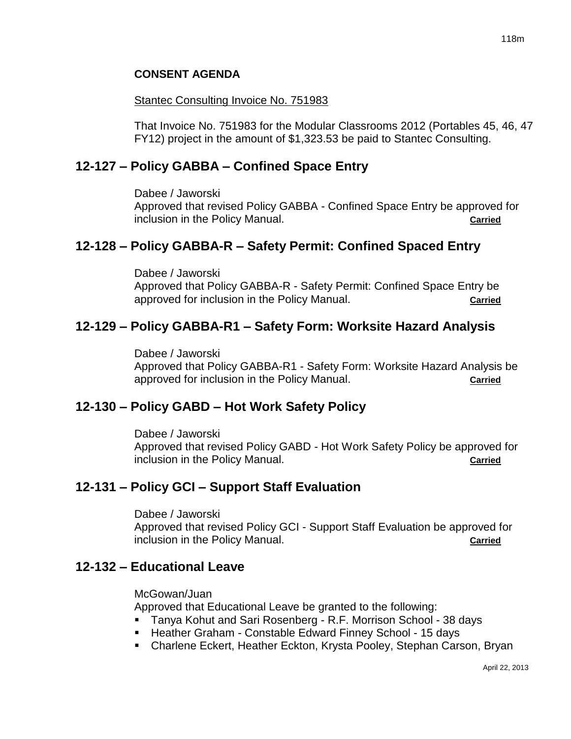**CONSENT AGENDA**

Stantec Consulting Invoice No. 751983

That Invoice No. 751983 for the Modular Classrooms 2012 (Portables 45, 46, 47 FY12) project in the amount of $1,323.53 be paid to Stantec Consulting.

## 12-127 – Policy GABBA – Confined Space Entry

Dabee / Jaworski
Approved that revised Policy GABBA - Confined Space Entry be approved for inclusion in the Policy Manual. **Carried**

## 12-128 – Policy GABBA-R – Safety Permit: Confined Spaced Entry

Dabee / Jaworski
Approved that Policy GABBA-R - Safety Permit: Confined Space Entry be approved for inclusion in the Policy Manual. **Carried**

## 12-129 – Policy GABBA-R1 – Safety Form: Worksite Hazard Analysis

Dabee / Jaworski
Approved that Policy GABBA-R1 - Safety Form: Worksite Hazard Analysis be approved for inclusion in the Policy Manual. **Carried**

## 12-130 – Policy GABD – Hot Work Safety Policy

Dabee / Jaworski
Approved that revised Policy GABD - Hot Work Safety Policy be approved for inclusion in the Policy Manual. **Carried**

## 12-131 – Policy GCI – Support Staff Evaluation

Dabee / Jaworski
Approved that revised Policy GCI - Support Staff Evaluation be approved for inclusion in the Policy Manual. **Carried**

## 12-132 – Educational Leave

McGowan/Juan
Approved that Educational Leave be granted to the following:

- Tanya Kohut and Sari Rosenberg - R.F. Morrison School - 38 days
- Heather Graham - Constable Edward Finney School - 15 days
- Charlene Eckert, Heather Eckton, Krysta Pooley, Stephan Carson, Bryan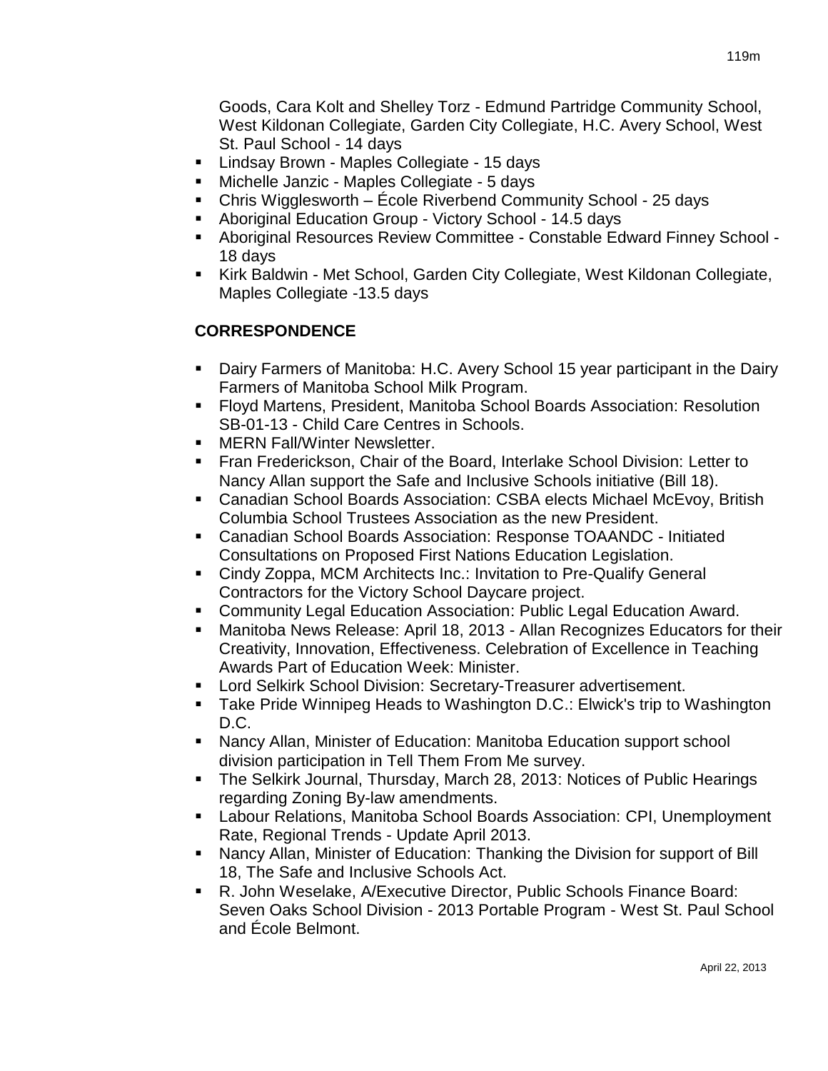Goods, Cara Kolt and Shelley Torz - Edmund Partridge Community School, West Kildonan Collegiate, Garden City Collegiate, H.C. Avery School, West St. Paul School - 14 days

- Lindsay Brown - Maples Collegiate - 15 days
- Michelle Janzic - Maples Collegiate - 5 days
- Chris Wigglesworth – École Riverbend Community School - 25 days
- Aboriginal Education Group - Victory School - 14.5 days
- Aboriginal Resources Review Committee - Constable Edward Finney School - 18 days
- Kirk Baldwin - Met School, Garden City Collegiate, West Kildonan Collegiate, Maples Collegiate -13.5 days

## CORRESPONDENCE

- Dairy Farmers of Manitoba: H.C. Avery School 15 year participant in the Dairy Farmers of Manitoba School Milk Program.
- Floyd Martens, President, Manitoba School Boards Association: Resolution SB-01-13 - Child Care Centres in Schools.
- MERN Fall/Winter Newsletter.
- Fran Frederickson, Chair of the Board, Interlake School Division: Letter to Nancy Allan support the Safe and Inclusive Schools initiative (Bill 18).
- Canadian School Boards Association: CSBA elects Michael McEvoy, British Columbia School Trustees Association as the new President.
- Canadian School Boards Association: Response TOAANDC - Initiated Consultations on Proposed First Nations Education Legislation.
- Cindy Zoppa, MCM Architects Inc.: Invitation to Pre-Qualify General Contractors for the Victory School Daycare project.
- Community Legal Education Association: Public Legal Education Award.
- Manitoba News Release: April 18, 2013 - Allan Recognizes Educators for their Creativity, Innovation, Effectiveness. Celebration of Excellence in Teaching Awards Part of Education Week: Minister.
- Lord Selkirk School Division: Secretary-Treasurer advertisement.
- Take Pride Winnipeg Heads to Washington D.C.: Elwick's trip to Washington D.C.
- Nancy Allan, Minister of Education: Manitoba Education support school division participation in Tell Them From Me survey.
- The Selkirk Journal, Thursday, March 28, 2013: Notices of Public Hearings regarding Zoning By-law amendments.
- Labour Relations, Manitoba School Boards Association: CPI, Unemployment Rate, Regional Trends - Update April 2013.
- Nancy Allan, Minister of Education: Thanking the Division for support of Bill 18, The Safe and Inclusive Schools Act.
- R. John Weselake, A/Executive Director, Public Schools Finance Board: Seven Oaks School Division - 2013 Portable Program - West St. Paul School and École Belmont.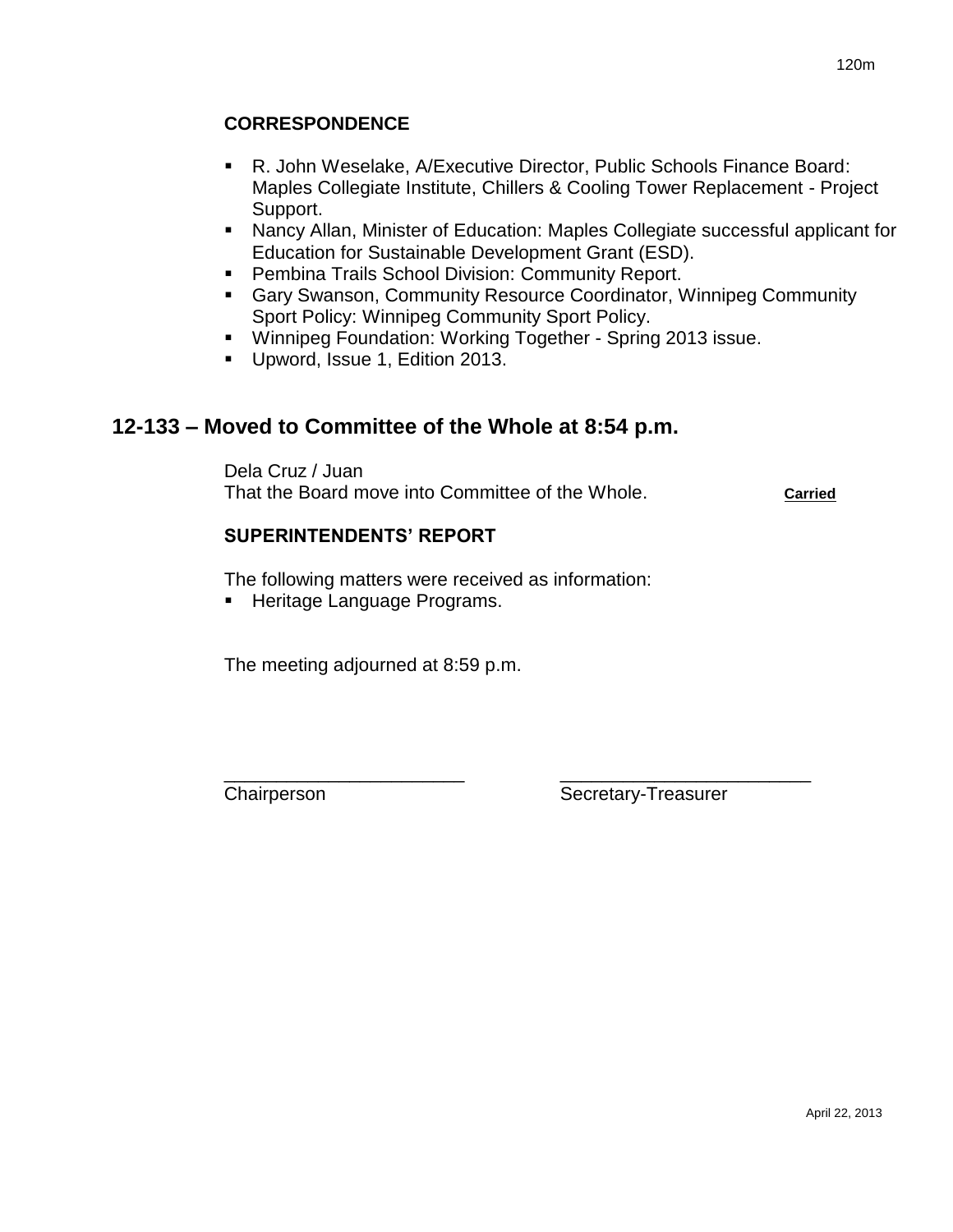### CORRESPONDENCE

- R. John Weselake, A/Executive Director, Public Schools Finance Board: Maples Collegiate Institute, Chillers & Cooling Tower Replacement - Project Support.
- Nancy Allan, Minister of Education: Maples Collegiate successful applicant for Education for Sustainable Development Grant (ESD).
- Pembina Trails School Division: Community Report.
- Gary Swanson, Community Resource Coordinator, Winnipeg Community Sport Policy: Winnipeg Community Sport Policy.
- Winnipeg Foundation: Working Together - Spring 2013 issue.
- Upword, Issue 1, Edition 2013.

## 12-133 – Moved to Committee of the Whole at 8:54 p.m.

Dela Cruz / Juan
That the Board move into Committee of the Whole. **Carried**

### SUPERINTENDENTS' REPORT

The following matters were received as information:

- Heritage Language Programs.

The meeting adjourned at 8:59 p.m.

\_\_\_\_\_\_\_\_\_\_\_\_\_\_\_\_\_\_\_\_\_\_\_\_ \_\_\_\_\_\_\_\_\_\_\_\_\_\_\_\_\_\_\_\_\_\_\_\_\_
Chairperson Secretary-Treasurer